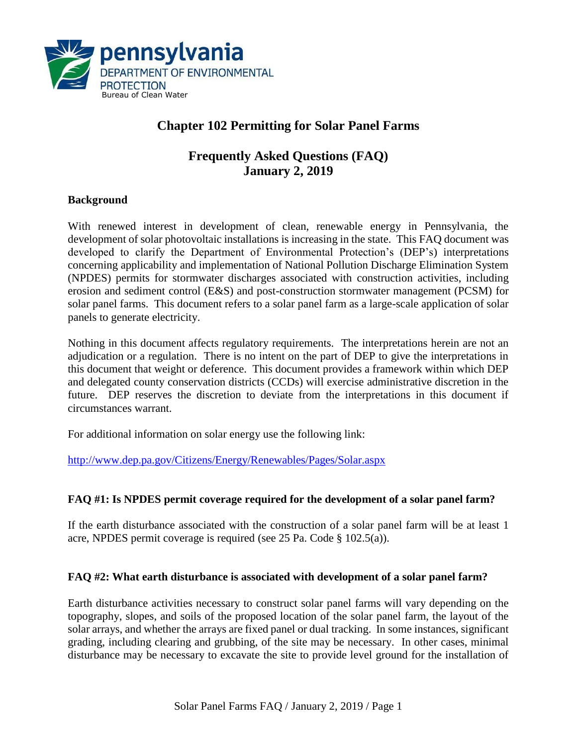pennsylvania
DEPARTMENT OF ENVIRONMENTAL PROTECTION
Bureau of Clean Water

# Chapter 102 Permitting for Solar Panel Farms

## Frequently Asked Questions (FAQ)
## January 2, 2019

**Background**

With renewed interest in development of clean, renewable energy in Pennsylvania, the development of solar photovoltaic installations is increasing in the state. This FAQ document was developed to clarify the Department of Environmental Protection's (DEP's) interpretations concerning applicability and implementation of National Pollution Discharge Elimination System (NPDES) permits for stormwater discharges associated with construction activities, including erosion and sediment control (E&S) and post-construction stormwater management (PCSM) for solar panel farms. This document refers to a solar panel farm as a large-scale application of solar panels to generate electricity.

Nothing in this document affects regulatory requirements. The interpretations herein are not an adjudication or a regulation. There is no intent on the part of DEP to give the interpretations in this document that weight or deference. This document provides a framework within which DEP and delegated county conservation districts (CCDs) will exercise administrative discretion in the future. DEP reserves the discretion to deviate from the interpretations in this document if circumstances warrant.

For additional information on solar energy use the following link:

http://www.dep.pa.gov/Citizens/Energy/Renewables/Pages/Solar.aspx

**FAQ #1: Is NPDES permit coverage required for the development of a solar panel farm?**

If the earth disturbance associated with the construction of a solar panel farm will be at least 1 acre, NPDES permit coverage is required (see 25 Pa. Code § 102.5(a)).

**FAQ #2: What earth disturbance is associated with development of a solar panel farm?**

Earth disturbance activities necessary to construct solar panel farms will vary depending on the topography, slopes, and soils of the proposed location of the solar panel farm, the layout of the solar arrays, and whether the arrays are fixed panel or dual tracking. In some instances, significant grading, including clearing and grubbing, of the site may be necessary. In other cases, minimal disturbance may be necessary to excavate the site to provide level ground for the installation of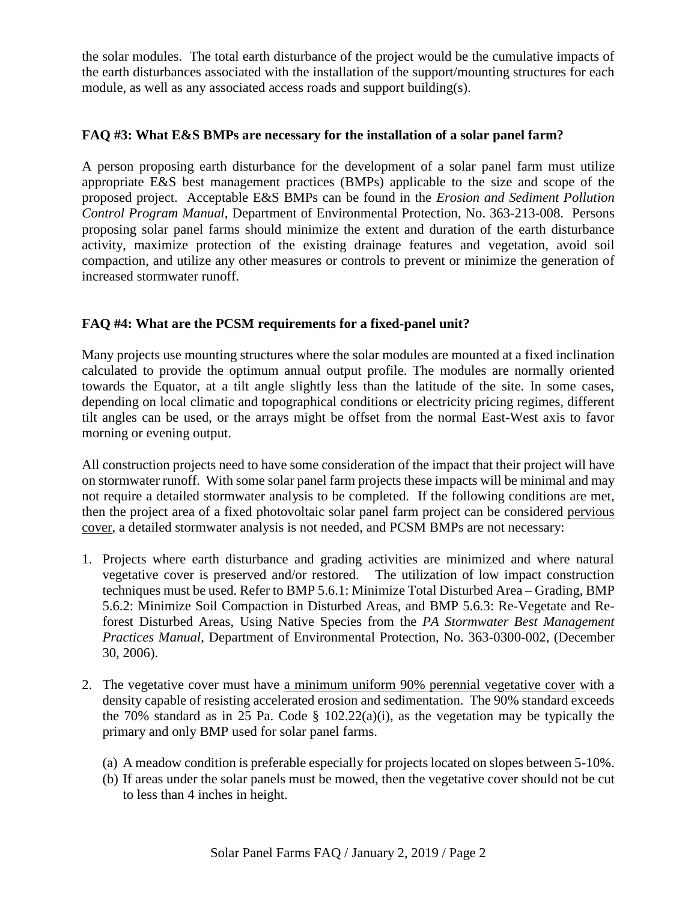the solar modules. The total earth disturbance of the project would be the cumulative impacts of the earth disturbances associated with the installation of the support/mounting structures for each module, as well as any associated access roads and support building(s).

**FAQ #3: What E&S BMPs are necessary for the installation of a solar panel farm?**

A person proposing earth disturbance for the development of a solar panel farm must utilize appropriate E&S best management practices (BMPs) applicable to the size and scope of the proposed project. Acceptable E&S BMPs can be found in the *Erosion and Sediment Pollution Control Program Manual*, Department of Environmental Protection, No. 363-213-008. Persons proposing solar panel farms should minimize the extent and duration of the earth disturbance activity, maximize protection of the existing drainage features and vegetation, avoid soil compaction, and utilize any other measures or controls to prevent or minimize the generation of increased stormwater runoff.

**FAQ #4: What are the PCSM requirements for a fixed-panel unit?**

Many projects use mounting structures where the solar modules are mounted at a fixed inclination calculated to provide the optimum annual output profile. The modules are normally oriented towards the Equator, at a tilt angle slightly less than the latitude of the site. In some cases, depending on local climatic and topographical conditions or electricity pricing regimes, different tilt angles can be used, or the arrays might be offset from the normal East-West axis to favor morning or evening output.

All construction projects need to have some consideration of the impact that their project will have on stormwater runoff. With some solar panel farm projects these impacts will be minimal and may not require a detailed stormwater analysis to be completed. If the following conditions are met, then the project area of a fixed photovoltaic solar panel farm project can be considered <u>pervious cover</u>, a detailed stormwater analysis is not needed, and PCSM BMPs are not necessary:

1. Projects where earth disturbance and grading activities are minimized and where natural vegetative cover is preserved and/or restored. The utilization of low impact construction techniques must be used. Refer to BMP 5.6.1: Minimize Total Disturbed Area – Grading, BMP 5.6.2: Minimize Soil Compaction in Disturbed Areas, and BMP 5.6.3: Re-Vegetate and Re-forest Disturbed Areas, Using Native Species from the *PA Stormwater Best Management Practices Manual*, Department of Environmental Protection, No. 363-0300-002, (December 30, 2006).

2. The vegetative cover must have <u>a minimum uniform 90% perennial vegetative cover</u> with a density capable of resisting accelerated erosion and sedimentation. The 90% standard exceeds the 70% standard as in 25 Pa. Code § 102.22(a)(i), as the vegetation may be typically the primary and only BMP used for solar panel farms.

   (a) A meadow condition is preferable especially for projects located on slopes between 5-10%.
   (b) If areas under the solar panels must be mowed, then the vegetative cover should not be cut to less than 4 inches in height.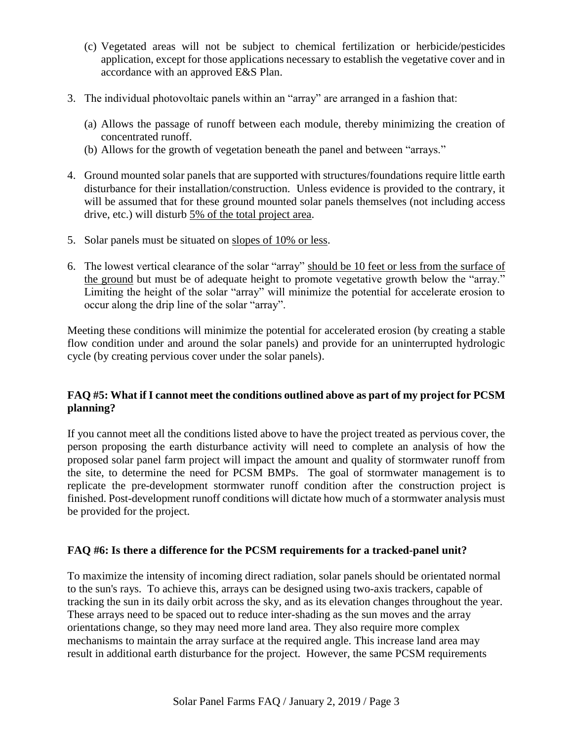(c) Vegetated areas will not be subject to chemical fertilization or herbicide/pesticides application, except for those applications necessary to establish the vegetative cover and in accordance with an approved E&S Plan.

3. The individual photovoltaic panels within an "array" are arranged in a fashion that:

   (a) Allows the passage of runoff between each module, thereby minimizing the creation of concentrated runoff.
   (b) Allows for the growth of vegetation beneath the panel and between "arrays."

4. Ground mounted solar panels that are supported with structures/foundations require little earth disturbance for their installation/construction. Unless evidence is provided to the contrary, it will be assumed that for these ground mounted solar panels themselves (not including access drive, etc.) will disturb <u>5% of the total project area</u>.

5. Solar panels must be situated on <u>slopes of 10% or less</u>.

6. The lowest vertical clearance of the solar "array" <u>should be 10 feet or less from the surface of the ground</u> but must be of adequate height to promote vegetative growth below the "array." Limiting the height of the solar "array" will minimize the potential for accelerate erosion to occur along the drip line of the solar "array".

Meeting these conditions will minimize the potential for accelerated erosion (by creating a stable flow condition under and around the solar panels) and provide for an uninterrupted hydrologic cycle (by creating pervious cover under the solar panels).

**FAQ #5: What if I cannot meet the conditions outlined above as part of my project for PCSM planning?**

If you cannot meet all the conditions listed above to have the project treated as pervious cover, the person proposing the earth disturbance activity will need to complete an analysis of how the proposed solar panel farm project will impact the amount and quality of stormwater runoff from the site, to determine the need for PCSM BMPs. The goal of stormwater management is to replicate the pre-development stormwater runoff condition after the construction project is finished. Post-development runoff conditions will dictate how much of a stormwater analysis must be provided for the project.

**FAQ #6: Is there a difference for the PCSM requirements for a tracked-panel unit?**

To maximize the intensity of incoming direct radiation, solar panels should be orientated normal to the sun's rays. To achieve this, arrays can be designed using two-axis trackers, capable of tracking the sun in its daily orbit across the sky, and as its elevation changes throughout the year. These arrays need to be spaced out to reduce inter-shading as the sun moves and the array orientations change, so they may need more land area. They also require more complex mechanisms to maintain the array surface at the required angle. This increase land area may result in additional earth disturbance for the project. However, the same PCSM requirements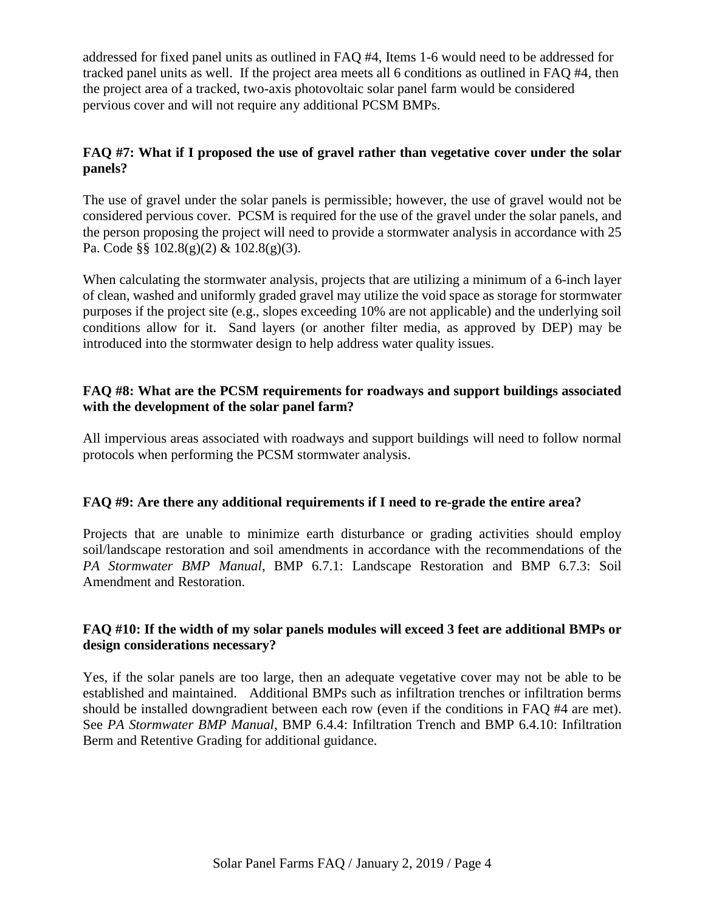addressed for fixed panel units as outlined in FAQ #4, Items 1-6 would need to be addressed for tracked panel units as well. If the project area meets all 6 conditions as outlined in FAQ #4, then the project area of a tracked, two-axis photovoltaic solar panel farm would be considered pervious cover and will not require any additional PCSM BMPs.

**FAQ #7: What if I proposed the use of gravel rather than vegetative cover under the solar panels?**

The use of gravel under the solar panels is permissible; however, the use of gravel would not be considered pervious cover. PCSM is required for the use of the gravel under the solar panels, and the person proposing the project will need to provide a stormwater analysis in accordance with 25 Pa. Code §§ 102.8(g)(2) & 102.8(g)(3).

When calculating the stormwater analysis, projects that are utilizing a minimum of a 6-inch layer of clean, washed and uniformly graded gravel may utilize the void space as storage for stormwater purposes if the project site (e.g., slopes exceeding 10% are not applicable) and the underlying soil conditions allow for it. Sand layers (or another filter media, as approved by DEP) may be introduced into the stormwater design to help address water quality issues.

**FAQ #8: What are the PCSM requirements for roadways and support buildings associated with the development of the solar panel farm?**

All impervious areas associated with roadways and support buildings will need to follow normal protocols when performing the PCSM stormwater analysis.

**FAQ #9: Are there any additional requirements if I need to re-grade the entire area?**

Projects that are unable to minimize earth disturbance or grading activities should employ soil/landscape restoration and soil amendments in accordance with the recommendations of the *PA Stormwater BMP Manual*, BMP 6.7.1: Landscape Restoration and BMP 6.7.3: Soil Amendment and Restoration.

**FAQ #10: If the width of my solar panels modules will exceed 3 feet are additional BMPs or design considerations necessary?**

Yes, if the solar panels are too large, then an adequate vegetative cover may not be able to be established and maintained. Additional BMPs such as infiltration trenches or infiltration berms should be installed downgradient between each row (even if the conditions in FAQ #4 are met). See *PA Stormwater BMP Manual*, BMP 6.4.4: Infiltration Trench and BMP 6.4.10: Infiltration Berm and Retentive Grading for additional guidance.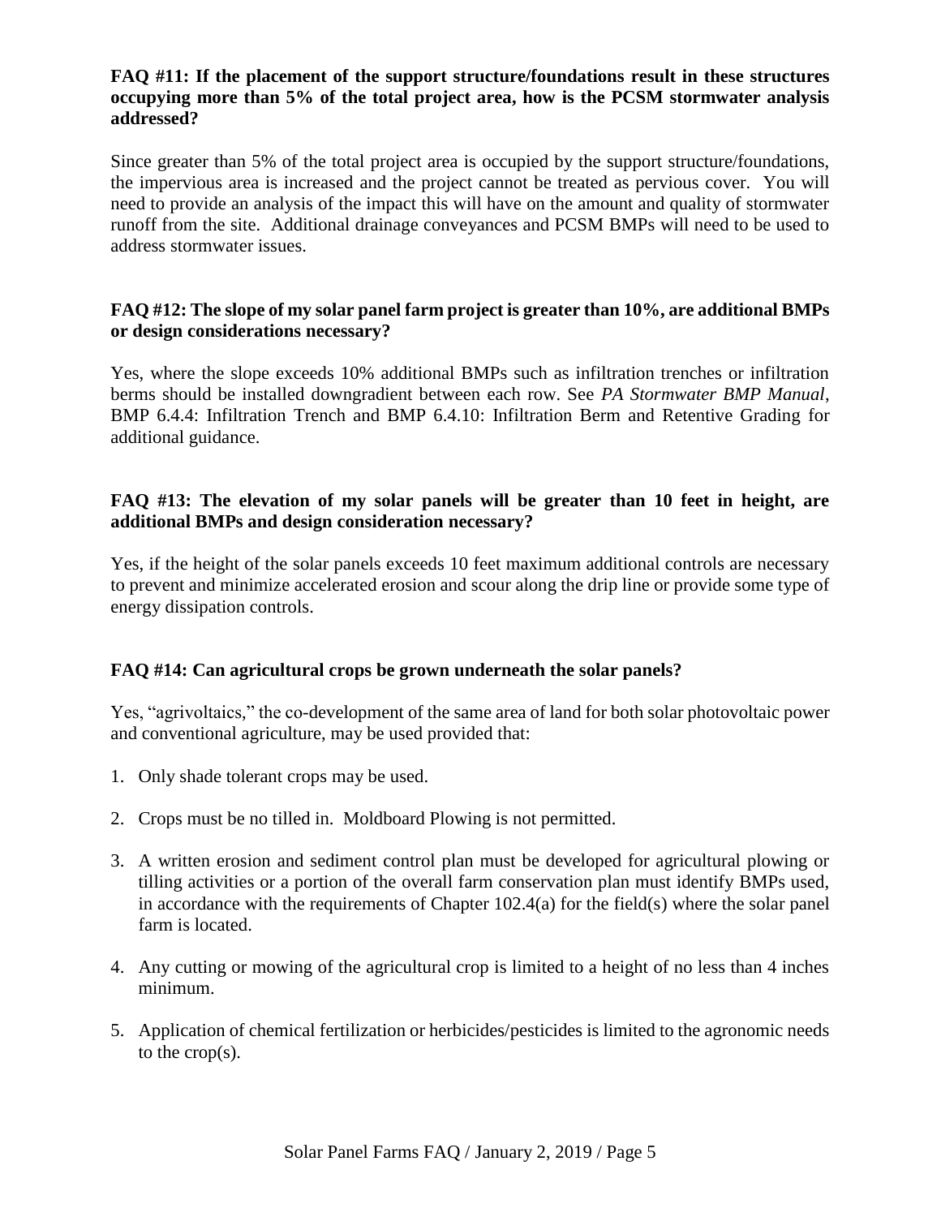**FAQ #11: If the placement of the support structure/foundations result in these structures occupying more than 5% of the total project area, how is the PCSM stormwater analysis addressed?**

Since greater than 5% of the total project area is occupied by the support structure/foundations, the impervious area is increased and the project cannot be treated as pervious cover. You will need to provide an analysis of the impact this will have on the amount and quality of stormwater runoff from the site. Additional drainage conveyances and PCSM BMPs will need to be used to address stormwater issues.

**FAQ #12: The slope of my solar panel farm project is greater than 10%, are additional BMPs or design considerations necessary?**

Yes, where the slope exceeds 10% additional BMPs such as infiltration trenches or infiltration berms should be installed downgradient between each row. See *PA Stormwater BMP Manual*, BMP 6.4.4: Infiltration Trench and BMP 6.4.10: Infiltration Berm and Retentive Grading for additional guidance.

**FAQ #13: The elevation of my solar panels will be greater than 10 feet in height, are additional BMPs and design consideration necessary?**

Yes, if the height of the solar panels exceeds 10 feet maximum additional controls are necessary to prevent and minimize accelerated erosion and scour along the drip line or provide some type of energy dissipation controls.

**FAQ #14: Can agricultural crops be grown underneath the solar panels?**

Yes, "agrivoltaics," the co-development of the same area of land for both solar photovoltaic power and conventional agriculture, may be used provided that:

1. Only shade tolerant crops may be used.
2. Crops must be no tilled in. Moldboard Plowing is not permitted.
3. A written erosion and sediment control plan must be developed for agricultural plowing or tilling activities or a portion of the overall farm conservation plan must identify BMPs used, in accordance with the requirements of Chapter 102.4(a) for the field(s) where the solar panel farm is located.
4. Any cutting or mowing of the agricultural crop is limited to a height of no less than 4 inches minimum.
5. Application of chemical fertilization or herbicides/pesticides is limited to the agronomic needs to the crop(s).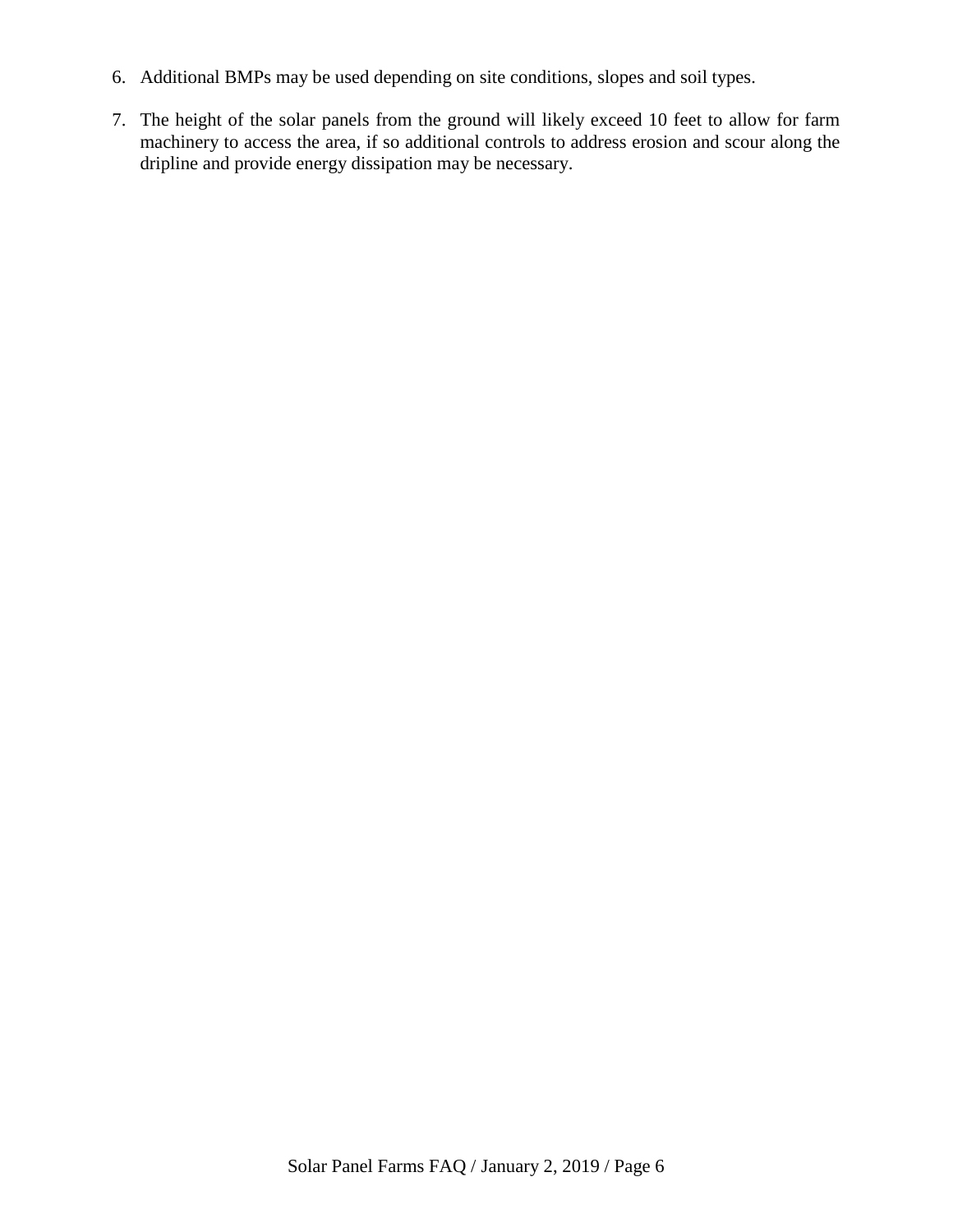6. Additional BMPs may be used depending on site conditions, slopes and soil types.

7. The height of the solar panels from the ground will likely exceed 10 feet to allow for farm machinery to access the area, if so additional controls to address erosion and scour along the dripline and provide energy dissipation may be necessary.